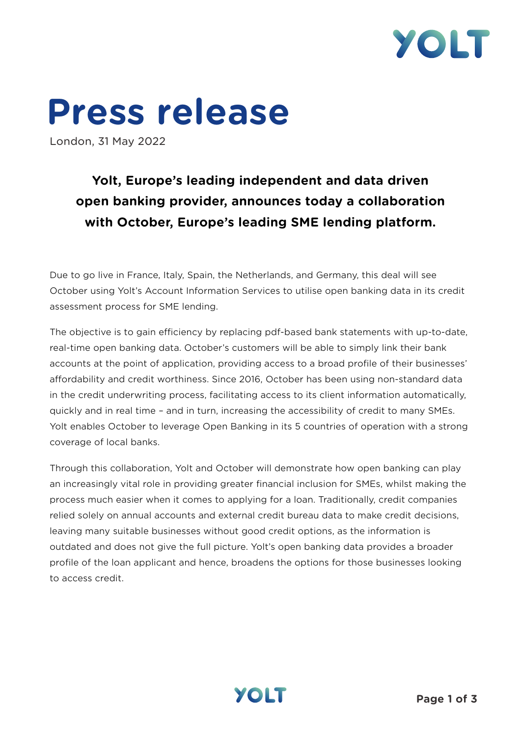# Press release

London, 31 May 2022

**Yolt, Europe's leading independent and data driven open banking provider, announces today a collaboration with October, Europe's leading SME lending platform.**

Due to go live in France, Italy, Spain, the Netherlands, and Germany, this deal will see October using Yolt's Account Information Services to utilise open banking data in its credit assessment process for SME lending.

The objective is to gain efficiency by replacing pdf-based bank statements with up-to-date, real-time open banking data. October's customers will be able to simply link their bank accounts at the point of application, providing access to a broad profile of their businesses' affordability and credit worthiness. Since 2016, October has been using non-standard data in the credit underwriting process, facilitating access to its client information automatically, quickly and in real time – and in turn, increasing the accessibility of credit to many SMEs. Yolt enables October to leverage Open Banking in its 5 countries of operation with a strong coverage of local banks.

Through this collaboration, Yolt and October will demonstrate how open banking can play an increasingly vital role in providing greater financial inclusion for SMEs, whilst making the process much easier when it comes to applying for a loan. Traditionally, credit companies relied solely on annual accounts and external credit bureau data to make credit decisions, leaving many suitable businesses without good credit options, as the information is outdated and does not give the full picture. Yolt's open banking data provides a broader profile of the loan applicant and hence, broadens the options for those businesses looking to access credit.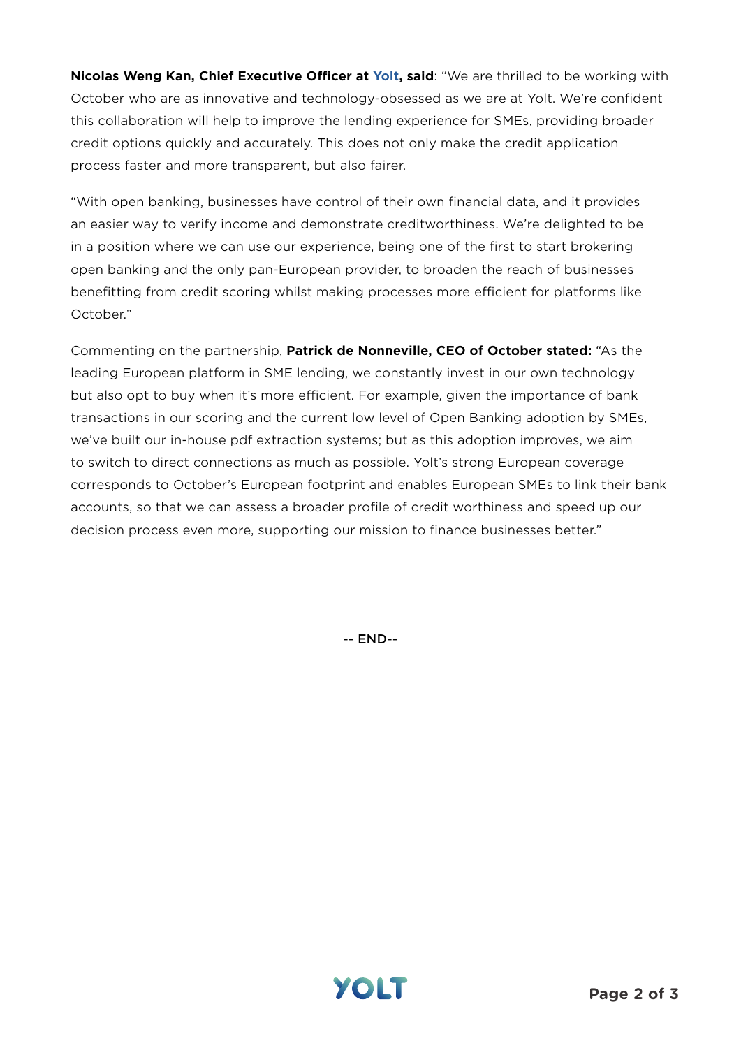**Nicolas Weng Kan, Chief Executive Officer at Yolt, said**: "We are thrilled to be working with October who are as innovative and technology-obsessed as we are at Yolt. We're confident this collaboration will help to improve the lending experience for SMEs, providing broader credit options quickly and accurately. This does not only make the credit application process faster and more transparent, but also fairer.

"With open banking, businesses have control of their own financial data, and it provides an easier way to verify income and demonstrate creditworthiness. We're delighted to be in a position where we can use our experience, being one of the first to start brokering open banking and the only pan-European provider, to broaden the reach of businesses benefitting from credit scoring whilst making processes more efficient for platforms like October."

Commenting on the partnership, **Patrick de Nonneville, CEO of October stated:** "As the leading European platform in SME lending, we constantly invest in our own technology but also opt to buy when it's more efficient. For example, given the importance of bank transactions in our scoring and the current low level of Open Banking adoption by SMEs, we've built our in-house pdf extraction systems; but as this adoption improves, we aim to switch to direct connections as much as possible. Yolt's strong European coverage corresponds to October's European footprint and enables European SMEs to link their bank accounts, so that we can assess a broader profile of credit worthiness and speed up our decision process even more, supporting our mission to finance businesses better."

-- END--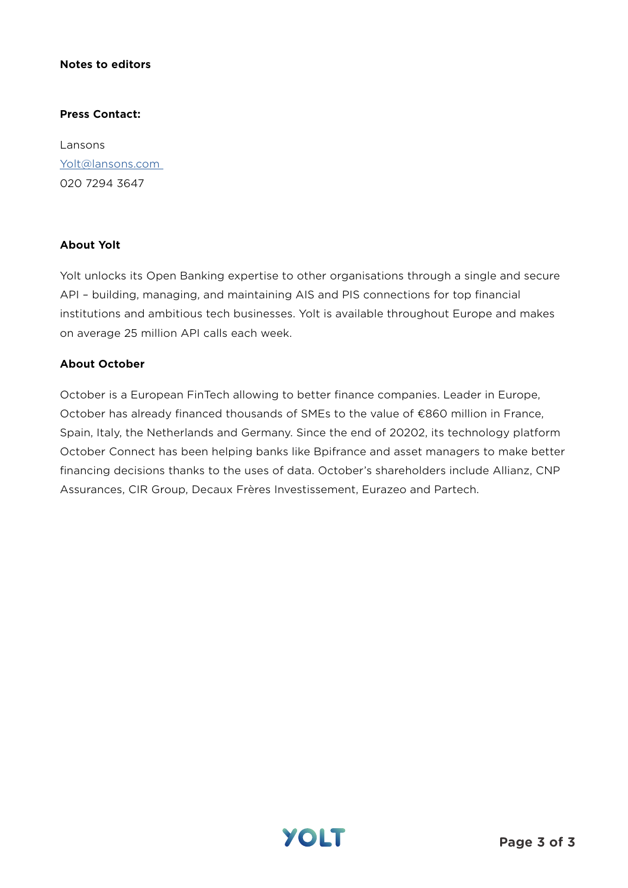**Notes to editors**

**Press Contact:**

Lansons
Yolt@lansons.com
020 7294 3647

**About Yolt**

Yolt unlocks its Open Banking expertise to other organisations through a single and secure API – building, managing, and maintaining AIS and PIS connections for top financial institutions and ambitious tech businesses. Yolt is available throughout Europe and makes on average 25 million API calls each week.

**About October**

October is a European FinTech allowing to better finance companies. Leader in Europe, October has already financed thousands of SMEs to the value of €860 million in France, Spain, Italy, the Netherlands and Germany. Since the end of 20202, its technology platform October Connect has been helping banks like Bpifrance and asset managers to make better financing decisions thanks to the uses of data. October's shareholders include Allianz, CNP Assurances, CIR Group, Decaux Frères Investissement, Eurazeo and Partech.